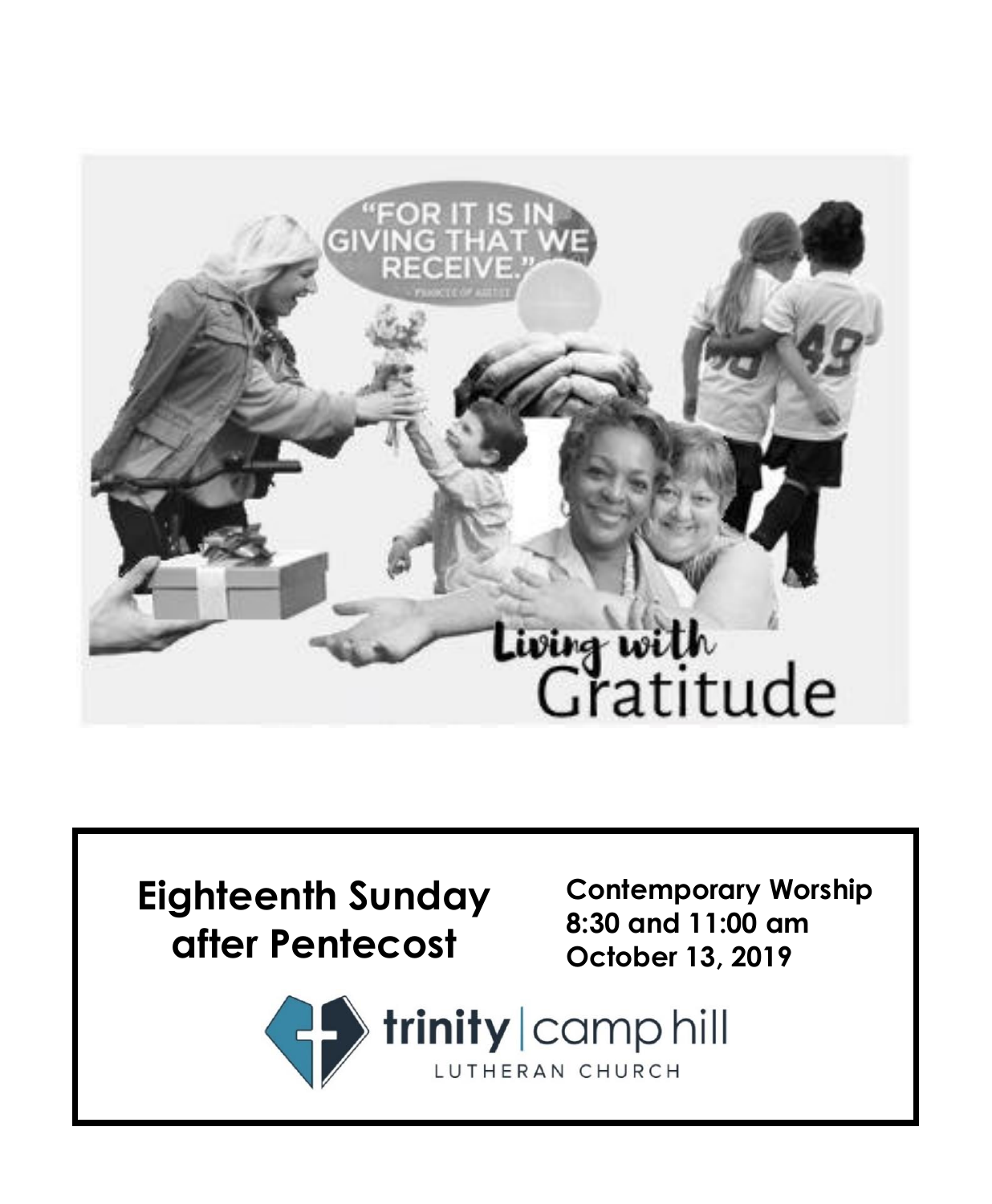# Eighteenth Sunday after Pentecost

**Contemporary Worship**
**8:30 and 11:00 am**
**October 13, 2019**

trinity | camp hill
LUTHERAN CHURCH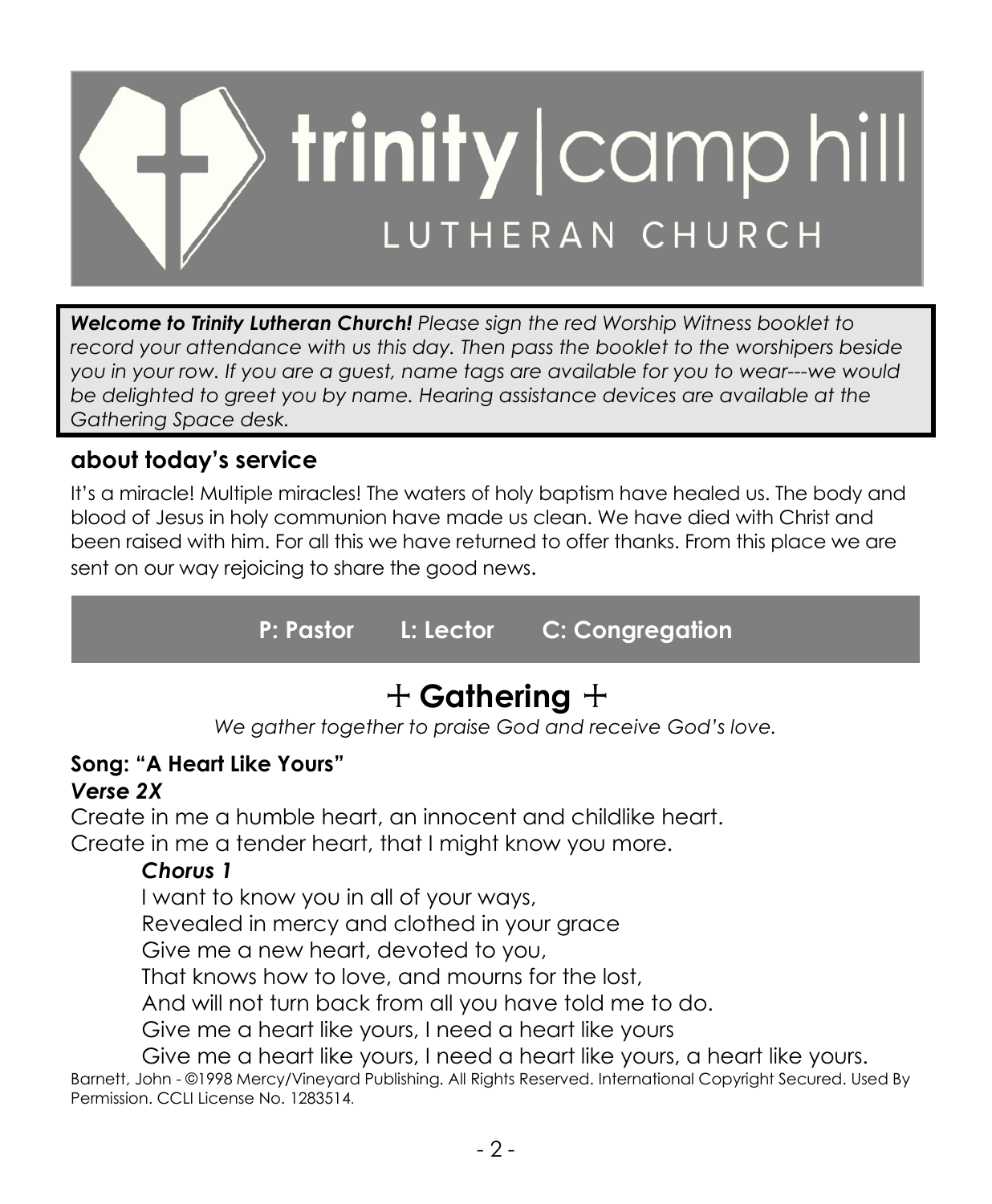# trinity | camp hill
## LUTHERAN CHURCH

***Welcome to Trinity Lutheran Church!*** *Please sign the red Worship Witness booklet to record your attendance with us this day. Then pass the booklet to the worshipers beside you in your row. If you are a guest, name tags are available for you to wear---we would be delighted to greet you by name. Hearing assistance devices are available at the Gathering Space desk.*

## about today's service

It's a miracle! Multiple miracles! The waters of holy baptism have healed us. The body and blood of Jesus in holy communion have made us clean. We have died with Christ and been raised with him. For all this we have returned to offer thanks. From this place we are sent on our way rejoicing to share the good news.

**P: Pastor L: Lector C: Congregation**

# + Gathering +

*We gather together to praise God and receive God's love.*

**Song: "A Heart Like Yours"**

***Verse 2X***

Create in me a humble heart, an innocent and childlike heart.
Create in me a tender heart, that I might know you more.

***Chorus 1***

I want to know you in all of your ways,
Revealed in mercy and clothed in your grace
Give me a new heart, devoted to you,
That knows how to love, and mourns for the lost,
And will not turn back from all you have told me to do.
Give me a heart like yours, I need a heart like yours
Give me a heart like yours, I need a heart like yours, a heart like yours.

Barnett, John - ©1998 Mercy/Vineyard Publishing. All Rights Reserved. International Copyright Secured. Used By Permission. CCLI License No. 1283514.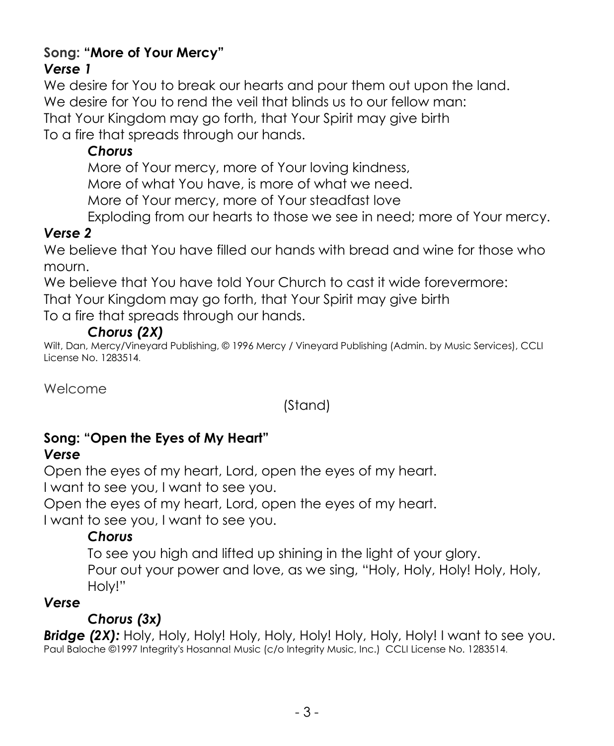**Song: "More of Your Mercy"**

***Verse 1***

We desire for You to break our hearts and pour them out upon the land.
We desire for You to rend the veil that blinds us to our fellow man:
That Your Kingdom may go forth, that Your Spirit may give birth
To a fire that spreads through our hands.

> ***Chorus***
>
> More of Your mercy, more of Your loving kindness,
> More of what You have, is more of what we need.
> More of Your mercy, more of Your steadfast love
> Exploding from our hearts to those we see in need; more of Your mercy.

***Verse 2***

We believe that You have filled our hands with bread and wine for those who mourn.
We believe that You have told Your Church to cast it wide forevermore:
That Your Kingdom may go forth, that Your Spirit may give birth
To a fire that spreads through our hands.

> ***Chorus (2X)***

Wilt, Dan, Mercy/Vineyard Publishing, © 1996 Mercy / Vineyard Publishing (Admin. by Music Services), CCLI License No. 1283514.

Welcome

(Stand)

**Song: "Open the Eyes of My Heart"**

***Verse***

Open the eyes of my heart, Lord, open the eyes of my heart.
I want to see you, I want to see you.
Open the eyes of my heart, Lord, open the eyes of my heart.
I want to see you, I want to see you.

> ***Chorus***
>
> To see you high and lifted up shining in the light of your glory.
> Pour out your power and love, as we sing, "Holy, Holy, Holy! Holy, Holy, Holy!"

***Verse***

> ***Chorus (3x)***

***Bridge (2X):*** Holy, Holy, Holy! Holy, Holy, Holy! Holy, Holy, Holy! I want to see you.

Paul Baloche ©1997 Integrity's Hosanna! Music (c/o Integrity Music, Inc.) CCLI License No. 1283514.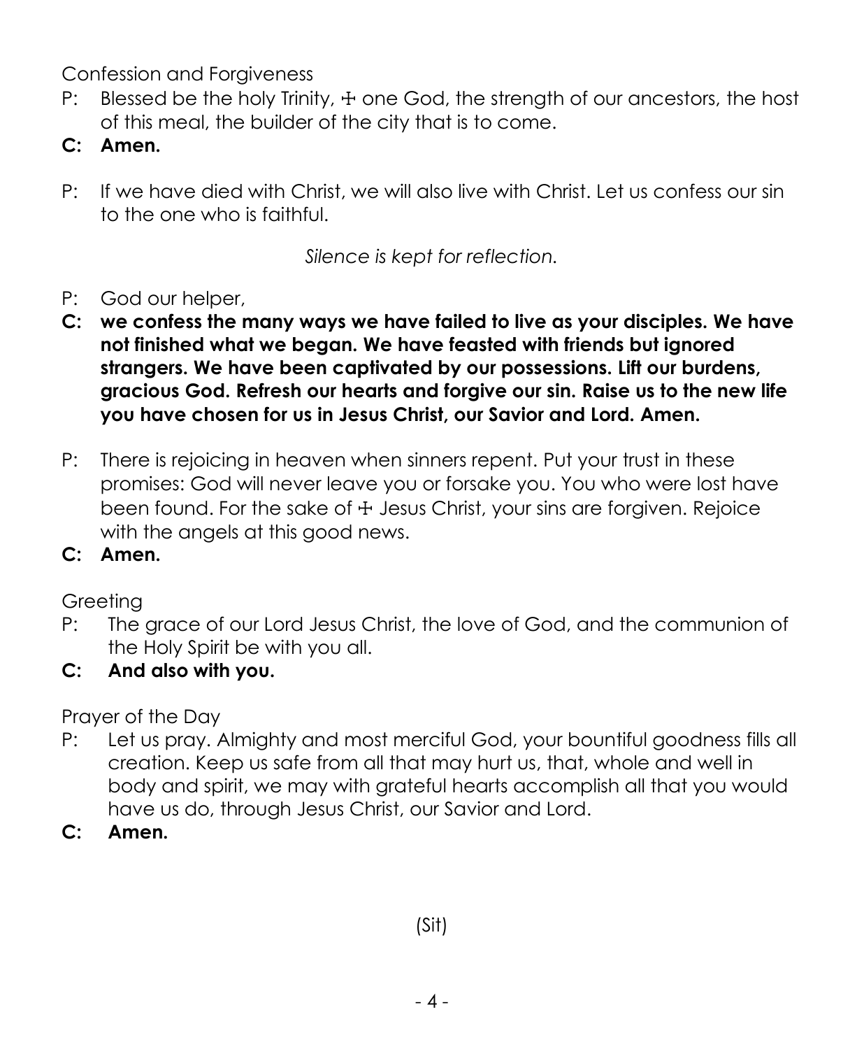Confession and Forgiveness

P: Blessed be the holy Trinity, ☩ one God, the strength of our ancestors, the host of this meal, the builder of the city that is to come.

**C: Amen.**

P: If we have died with Christ, we will also live with Christ. Let us confess our sin to the one who is faithful.

*Silence is kept for reflection.*

P: God our helper,

**C: we confess the many ways we have failed to live as your disciples. We have not finished what we began. We have feasted with friends but ignored strangers. We have been captivated by our possessions. Lift our burdens, gracious God. Refresh our hearts and forgive our sin. Raise us to the new life you have chosen for us in Jesus Christ, our Savior and Lord. Amen.**

P: There is rejoicing in heaven when sinners repent. Put your trust in these promises: God will never leave you or forsake you. You who were lost have been found. For the sake of ☩ Jesus Christ, your sins are forgiven. Rejoice with the angels at this good news.

**C: Amen.**

Greeting

P: The grace of our Lord Jesus Christ, the love of God, and the communion of the Holy Spirit be with you all.

**C: And also with you.**

Prayer of the Day

P: Let us pray. Almighty and most merciful God, your bountiful goodness fills all creation. Keep us safe from all that may hurt us, that, whole and well in body and spirit, we may with grateful hearts accomplish all that you would have us do, through Jesus Christ, our Savior and Lord.

**C: Amen.**

(Sit)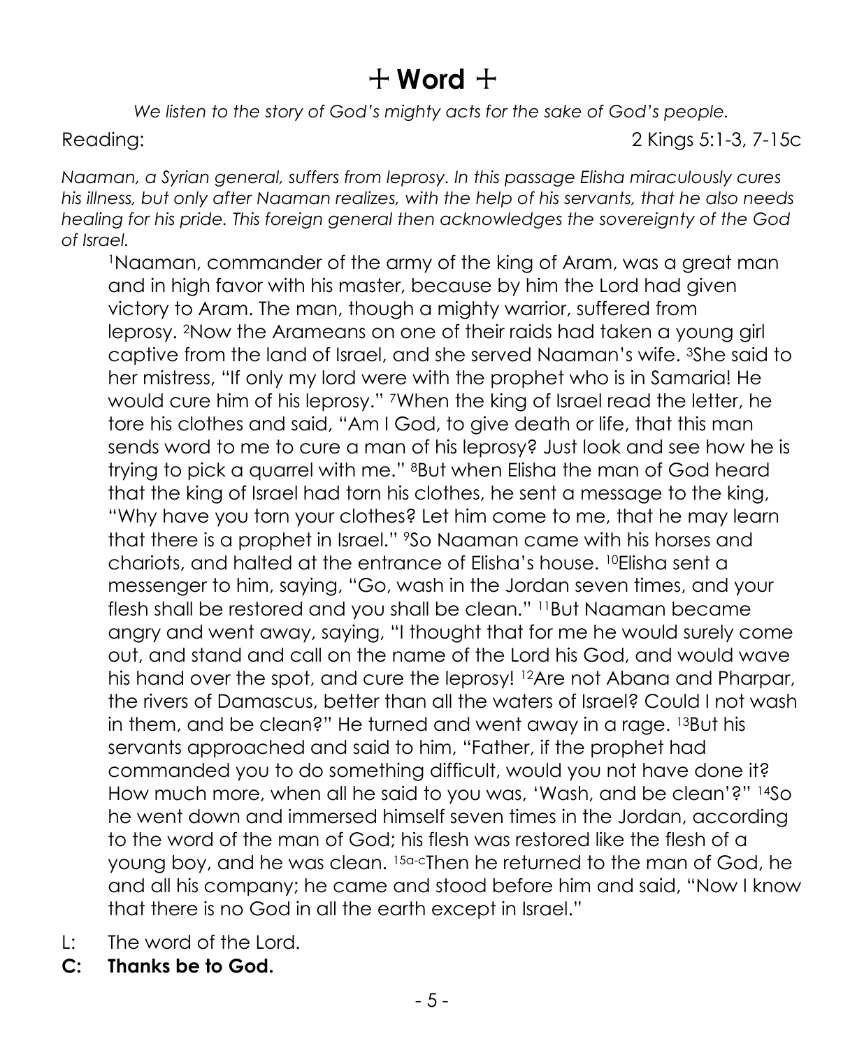# ☩ Word ☩

*We listen to the story of God's mighty acts for the sake of God's people.*

Reading: 2 Kings 5:1-3, 7-15c

*Naaman, a Syrian general, suffers from leprosy. In this passage Elisha miraculously cures his illness, but only after Naaman realizes, with the help of his servants, that he also needs healing for his pride. This foreign general then acknowledges the sovereignty of the God of Israel.*

[1]Naaman, commander of the army of the king of Aram, was a great man and in high favor with his master, because by him the Lord had given victory to Aram. The man, though a mighty warrior, suffered from leprosy. [2]Now the Arameans on one of their raids had taken a young girl captive from the land of Israel, and she served Naaman's wife. [3]She said to her mistress, "If only my lord were with the prophet who is in Samaria! He would cure him of his leprosy." [7]When the king of Israel read the letter, he tore his clothes and said, "Am I God, to give death or life, that this man sends word to me to cure a man of his leprosy? Just look and see how he is trying to pick a quarrel with me." [8]But when Elisha the man of God heard that the king of Israel had torn his clothes, he sent a message to the king, "Why have you torn your clothes? Let him come to me, that he may learn that there is a prophet in Israel." [9]So Naaman came with his horses and chariots, and halted at the entrance of Elisha's house. [10]Elisha sent a messenger to him, saying, "Go, wash in the Jordan seven times, and your flesh shall be restored and you shall be clean." [11]But Naaman became angry and went away, saying, "I thought that for me he would surely come out, and stand and call on the name of the Lord his God, and would wave his hand over the spot, and cure the leprosy! [12]Are not Abana and Pharpar, the rivers of Damascus, better than all the waters of Israel? Could I not wash in them, and be clean?" He turned and went away in a rage. [13]But his servants approached and said to him, "Father, if the prophet had commanded you to do something difficult, would you not have done it? How much more, when all he said to you was, 'Wash, and be clean'?" [14]So he went down and immersed himself seven times in the Jordan, according to the word of the man of God; his flesh was restored like the flesh of a young boy, and he was clean. [15a-c]Then he returned to the man of God, he and all his company; he came and stood before him and said, "Now I know that there is no God in all the earth except in Israel."

L: The word of the Lord.

**C: Thanks be to God.**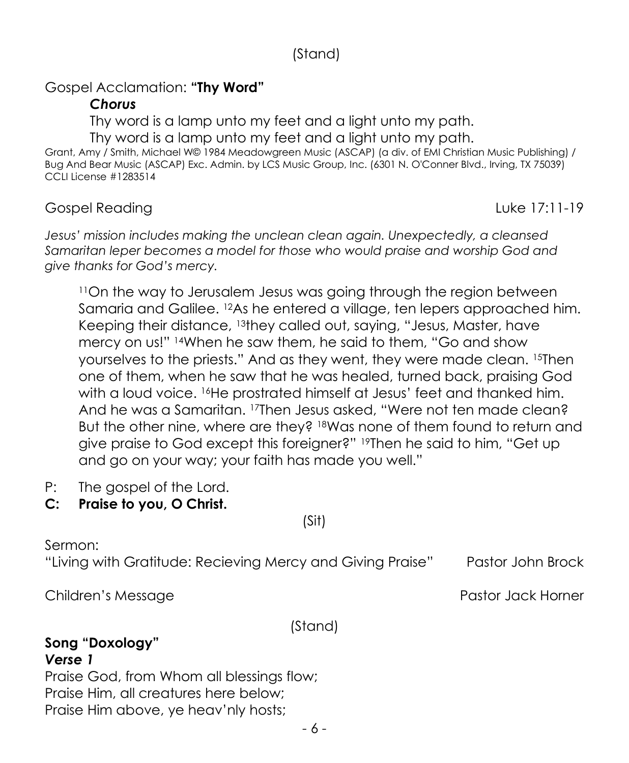(Stand)

Gospel Acclamation: **"Thy Word"**

***Chorus***

Thy word is a lamp unto my feet and a light unto my path.
Thy word is a lamp unto my feet and a light unto my path.

Grant, Amy / Smith, Michael W© 1984 Meadowgreen Music (ASCAP) (a div. of EMI Christian Music Publishing) / Bug And Bear Music (ASCAP) Exc. Admin. by LCS Music Group, Inc. (6301 N. O'Conner Blvd., Irving, TX 75039) CCLI License #1283514

Gospel Reading Luke 17:11-19

*Jesus' mission includes making the unclean clean again. Unexpectedly, a cleansed Samaritan leper becomes a model for those who would praise and worship God and give thanks for God's mercy.*

> [11]On the way to Jerusalem Jesus was going through the region between Samaria and Galilee. [12]As he entered a village, ten lepers approached him. Keeping their distance, [13]they called out, saying, "Jesus, Master, have mercy on us!" [14]When he saw them, he said to them, "Go and show yourselves to the priests." And as they went, they were made clean. [15]Then one of them, when he saw that he was healed, turned back, praising God with a loud voice. [16]He prostrated himself at Jesus' feet and thanked him. And he was a Samaritan. [17]Then Jesus asked, "Were not ten made clean? But the other nine, where are they? [18]Was none of them found to return and give praise to God except this foreigner?" [19]Then he said to him, "Get up and go on your way; your faith has made you well."

P: The gospel of the Lord.

**C: Praise to you, O Christ.**

(Sit)

Sermon:
"Living with Gratitude: Recieving Mercy and Giving Praise" Pastor John Brock

Children's Message Pastor Jack Horner

(Stand)

**Song "Doxology"**

***Verse 1***

Praise God, from Whom all blessings flow;
Praise Him, all creatures here below;
Praise Him above, ye heav'nly hosts;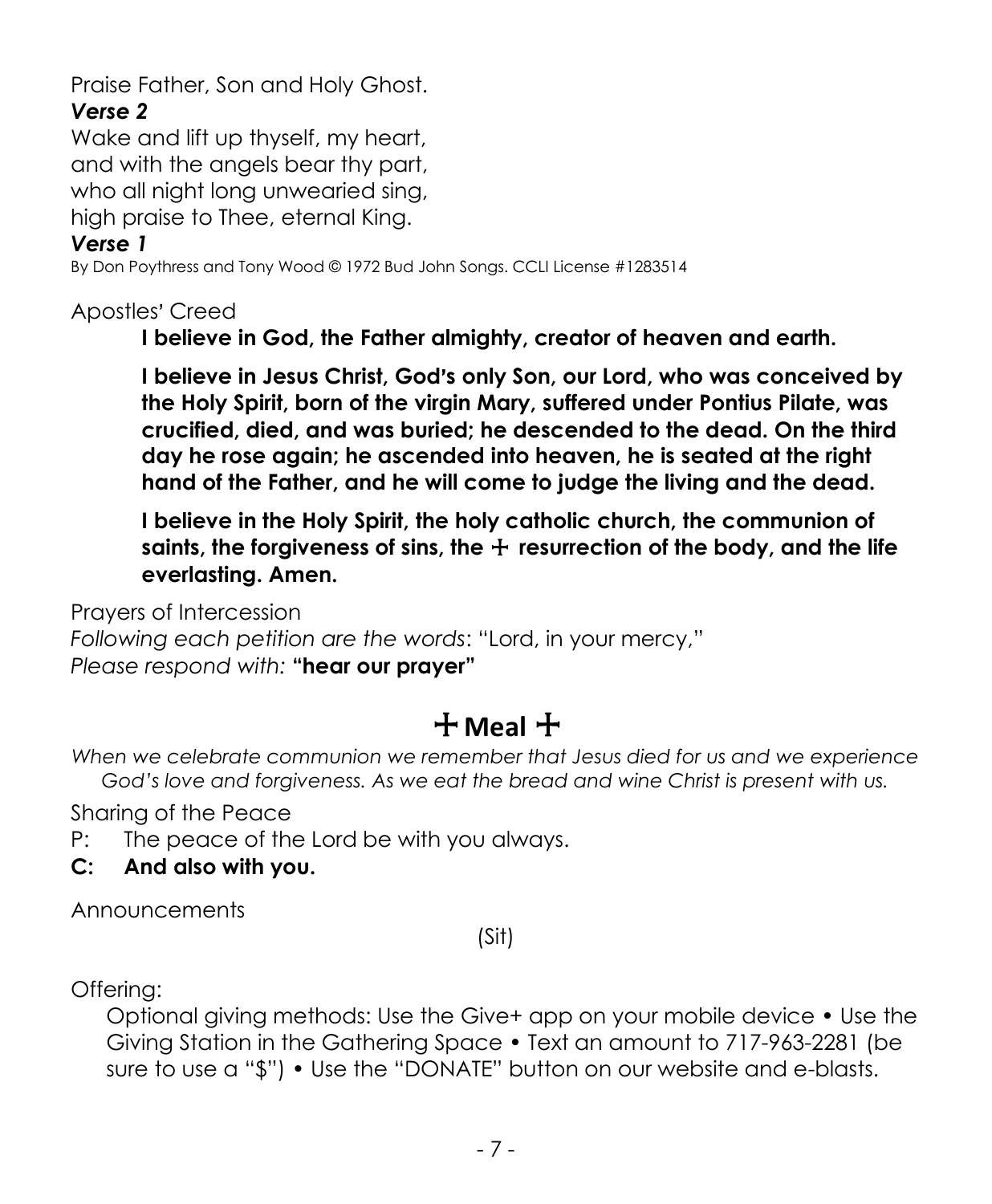Praise Father, Son and Holy Ghost.

***Verse 2***

Wake and lift up thyself, my heart,
and with the angels bear thy part,
who all night long unwearied sing,
high praise to Thee, eternal King.

***Verse 1***

By Don Poythress and Tony Wood © 1972 Bud John Songs. CCLI License #1283514

Apostles' Creed

**I believe in God, the Father almighty, creator of heaven and earth.**

**I believe in Jesus Christ, God's only Son, our Lord, who was conceived by the Holy Spirit, born of the virgin Mary, suffered under Pontius Pilate, was crucified, died, and was buried; he descended to the dead. On the third day he rose again; he ascended into heaven, he is seated at the right hand of the Father, and he will come to judge the living and the dead.**

**I believe in the Holy Spirit, the holy catholic church, the communion of saints, the forgiveness of sins, the ☩ resurrection of the body, and the life everlasting. Amen.**

Prayers of Intercession

*Following each petition are the words*: "Lord, in your mercy,"
*Please respond with:* **"hear our prayer"**

## ☩ Meal ☩

*When we celebrate communion we remember that Jesus died for us and we experience God's love and forgiveness. As we eat the bread and wine Christ is present with us.*

Sharing of the Peace

P: The peace of the Lord be with you always.

**C: And also with you.**

Announcements

(Sit)

Offering:

Optional giving methods: Use the Give+ app on your mobile device • Use the Giving Station in the Gathering Space • Text an amount to 717-963-2281 (be sure to use a "$") • Use the "DONATE" button on our website and e-blasts.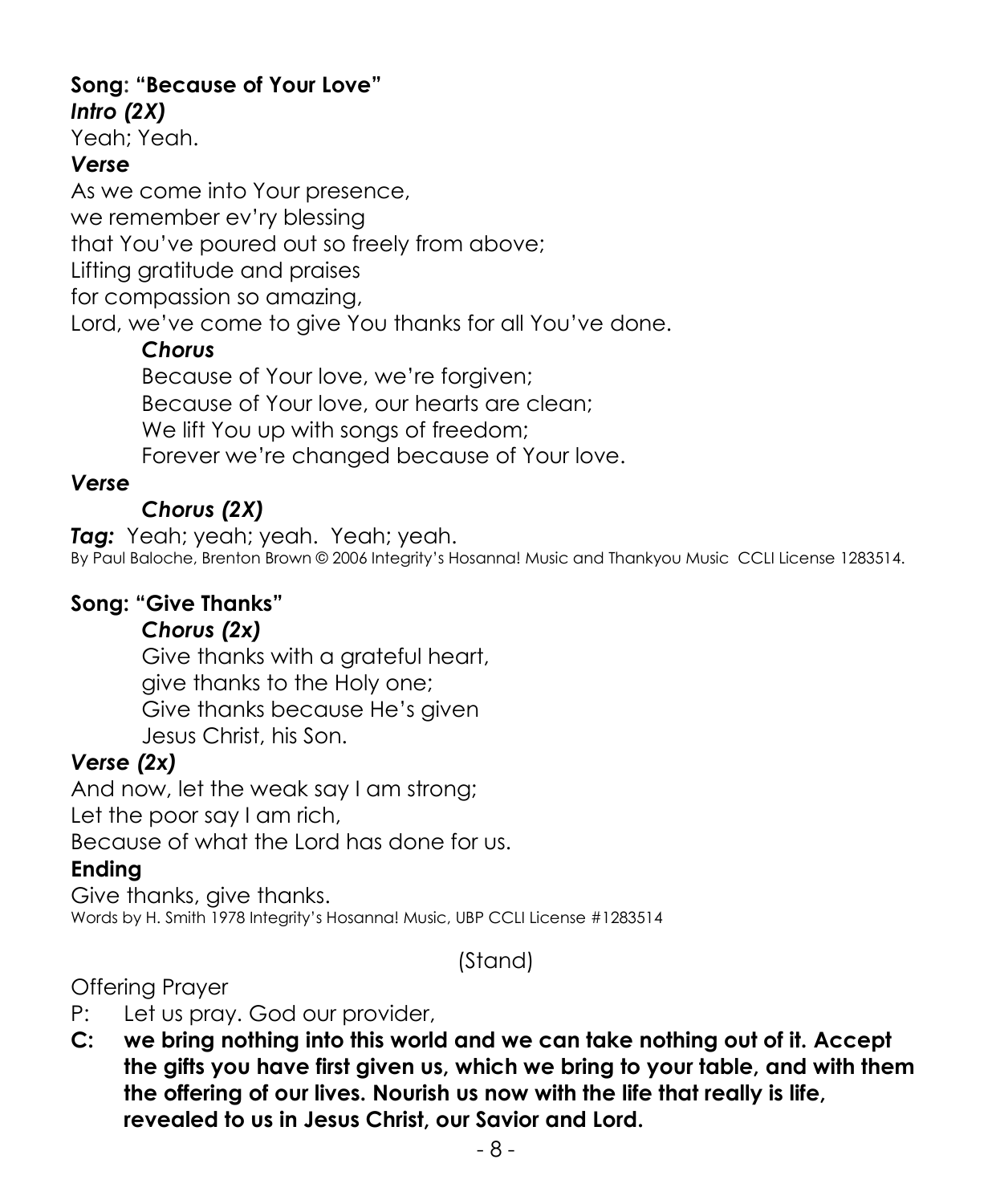**Song: "Because of Your Love"**

***Intro (2X)***

Yeah; Yeah.

***Verse***

As we come into Your presence,
we remember ev'ry blessing
that You've poured out so freely from above;
Lifting gratitude and praises
for compassion so amazing,
Lord, we've come to give You thanks for all You've done.

***Chorus***

Because of Your love, we're forgiven;
Because of Your love, our hearts are clean;
We lift You up with songs of freedom;
Forever we're changed because of Your love.

***Verse***

***Chorus (2X)***

***Tag:*** Yeah; yeah; yeah. Yeah; yeah.

By Paul Baloche, Brenton Brown © 2006 Integrity's Hosanna! Music and Thankyou Music CCLI License 1283514.

**Song: "Give Thanks"**

***Chorus (2x)***

Give thanks with a grateful heart,
give thanks to the Holy one;
Give thanks because He's given
Jesus Christ, his Son.

***Verse (2x)***

And now, let the weak say I am strong;
Let the poor say I am rich,
Because of what the Lord has done for us.

**Ending**

Give thanks, give thanks.

Words by H. Smith 1978 Integrity's Hosanna! Music, UBP CCLI License #1283514

(Stand)

Offering Prayer

P: Let us pray. God our provider,

**C: we bring nothing into this world and we can take nothing out of it. Accept the gifts you have first given us, which we bring to your table, and with them the offering of our lives. Nourish us now with the life that really is life, revealed to us in Jesus Christ, our Savior and Lord.**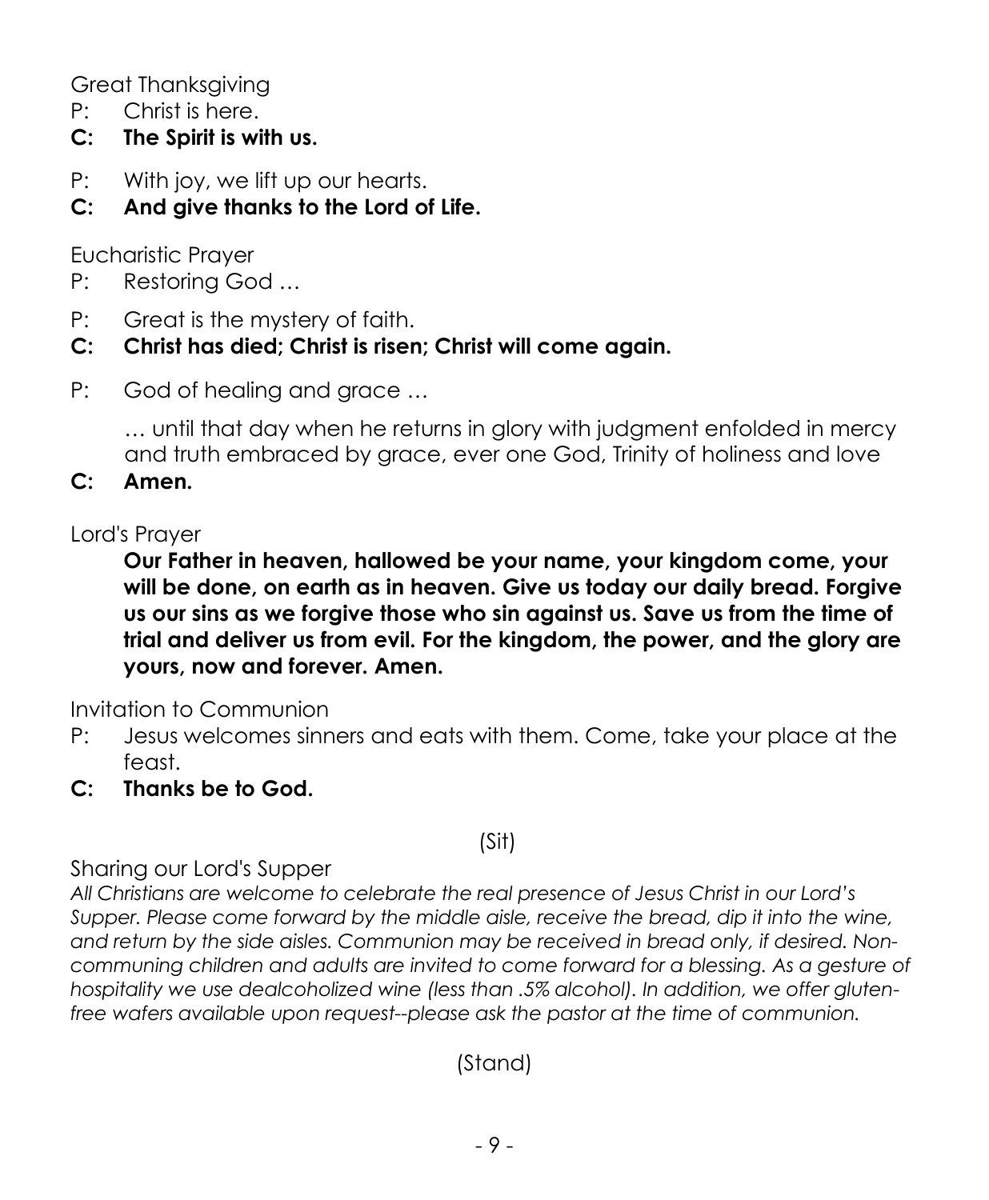Great Thanksgiving

P: Christ is here.

**C: The Spirit is with us.**

P: With joy, we lift up our hearts.

**C: And give thanks to the Lord of Life.**

Eucharistic Prayer

P: Restoring God …

P: Great is the mystery of faith.

**C: Christ has died; Christ is risen; Christ will come again.**

P: God of healing and grace …

… until that day when he returns in glory with judgment enfolded in mercy and truth embraced by grace, ever one God, Trinity of holiness and love

**C: Amen.**

Lord's Prayer

**Our Father in heaven, hallowed be your name, your kingdom come, your will be done, on earth as in heaven. Give us today our daily bread. Forgive us our sins as we forgive those who sin against us. Save us from the time of trial and deliver us from evil. For the kingdom, the power, and the glory are yours, now and forever. Amen.**

Invitation to Communion

P: Jesus welcomes sinners and eats with them. Come, take your place at the feast.

**C: Thanks be to God.**

(Sit)

Sharing our Lord's Supper

*All Christians are welcome to celebrate the real presence of Jesus Christ in our Lord's Supper. Please come forward by the middle aisle, receive the bread, dip it into the wine, and return by the side aisles. Communion may be received in bread only, if desired. Non-communing children and adults are invited to come forward for a blessing. As a gesture of hospitality we use dealcoholized wine (less than .5% alcohol). In addition, we offer gluten-free wafers available upon request--please ask the pastor at the time of communion.*

(Stand)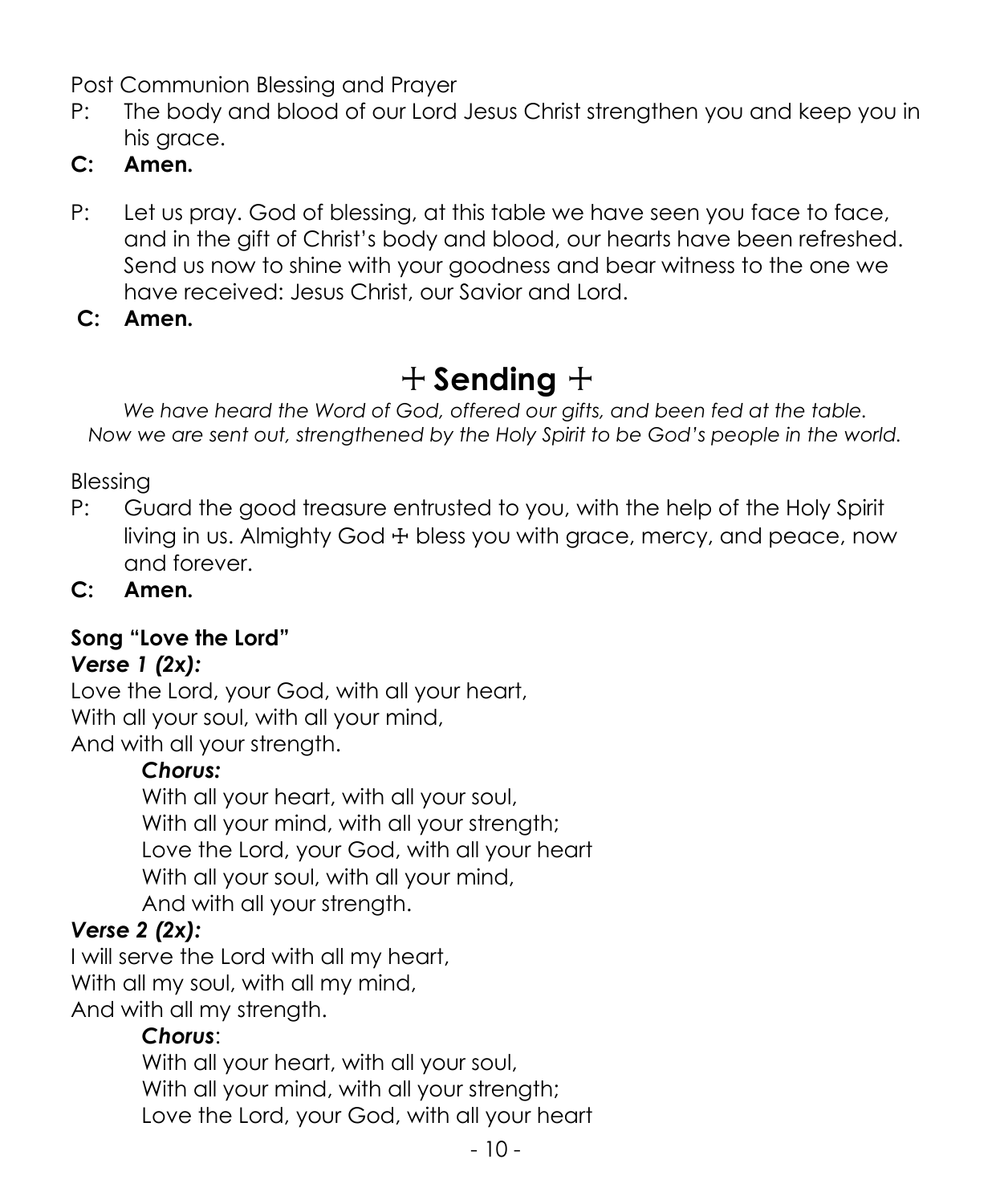Post Communion Blessing and Prayer

P: The body and blood of our Lord Jesus Christ strengthen you and keep you in his grace.

**C: Amen.**

P: Let us pray. God of blessing, at this table we have seen you face to face, and in the gift of Christ's body and blood, our hearts have been refreshed. Send us now to shine with your goodness and bear witness to the one we have received: Jesus Christ, our Savior and Lord.

**C: Amen.**

# ☩ Sending ☩

*We have heard the Word of God, offered our gifts, and been fed at the table. Now we are sent out, strengthened by the Holy Spirit to be God's people in the world.*

Blessing

P: Guard the good treasure entrusted to you, with the help of the Holy Spirit living in us. Almighty God ☩ bless you with grace, mercy, and peace, now and forever.

**C: Amen.**

**Song "Love the Lord"**

***Verse 1 (2x):***

Love the Lord, your God, with all your heart,
With all your soul, with all your mind,
And with all your strength.

> ***Chorus:***
>
> With all your heart, with all your soul,
> With all your mind, with all your strength;
> Love the Lord, your God, with all your heart
> With all your soul, with all your mind,
> And with all your strength.

***Verse 2 (2x):***

I will serve the Lord with all my heart,
With all my soul, with all my mind,
And with all my strength.

> ***Chorus***:
>
> With all your heart, with all your soul,
> With all your mind, with all your strength;
> Love the Lord, your God, with all your heart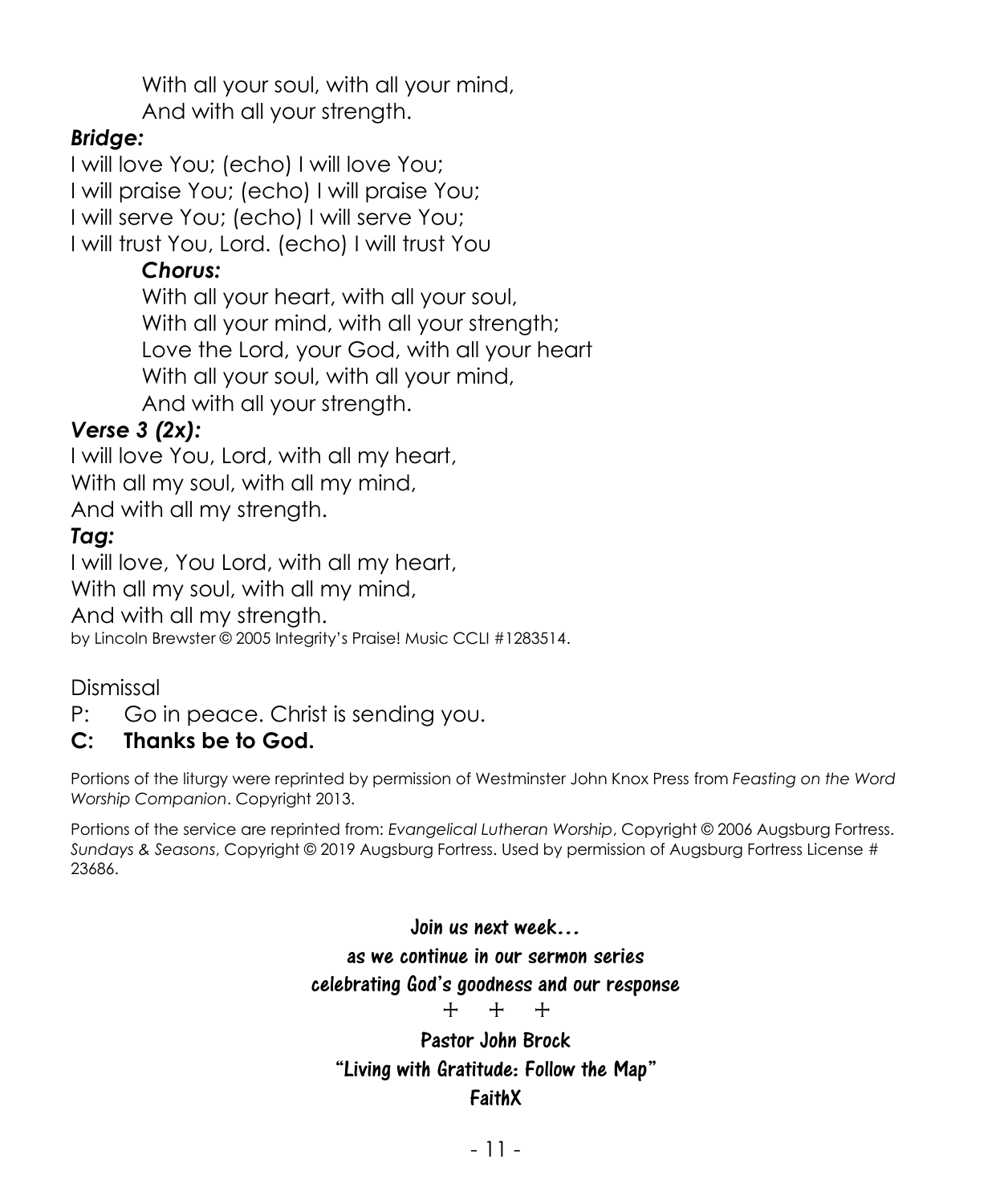With all your soul, with all your mind,
And with all your strength.

***Bridge:***

I will love You; (echo) I will love You;
I will praise You; (echo) I will praise You;
I will serve You; (echo) I will serve You;
I will trust You, Lord. (echo) I will trust You

***Chorus:***

With all your heart, with all your soul,
With all your mind, with all your strength;
Love the Lord, your God, with all your heart
With all your soul, with all your mind,
And with all your strength.

***Verse 3 (2x):***

I will love You, Lord, with all my heart,
With all my soul, with all my mind,
And with all my strength.

***Tag:***

I will love, You Lord, with all my heart,
With all my soul, with all my mind,
And with all my strength.

by Lincoln Brewster © 2005 Integrity's Praise! Music CCLI #1283514.

Dismissal

P: Go in peace. Christ is sending you.

**C: Thanks be to God.**

Portions of the liturgy were reprinted by permission of Westminster John Knox Press from *Feasting on the Word Worship Companion*. Copyright 2013.

Portions of the service are reprinted from: *Evangelical Lutheran Worship*, Copyright © 2006 Augsburg Fortress. *Sundays & Seasons*, Copyright © 2019 Augsburg Fortress. Used by permission of Augsburg Fortress License # 23686.

**Join us next week…**
**as we continue in our sermon series**
**celebrating God's goodness and our response**

\+ \+ \+

**Pastor John Brock**
**"Living with Gratitude: Follow the Map"**
**FaithX**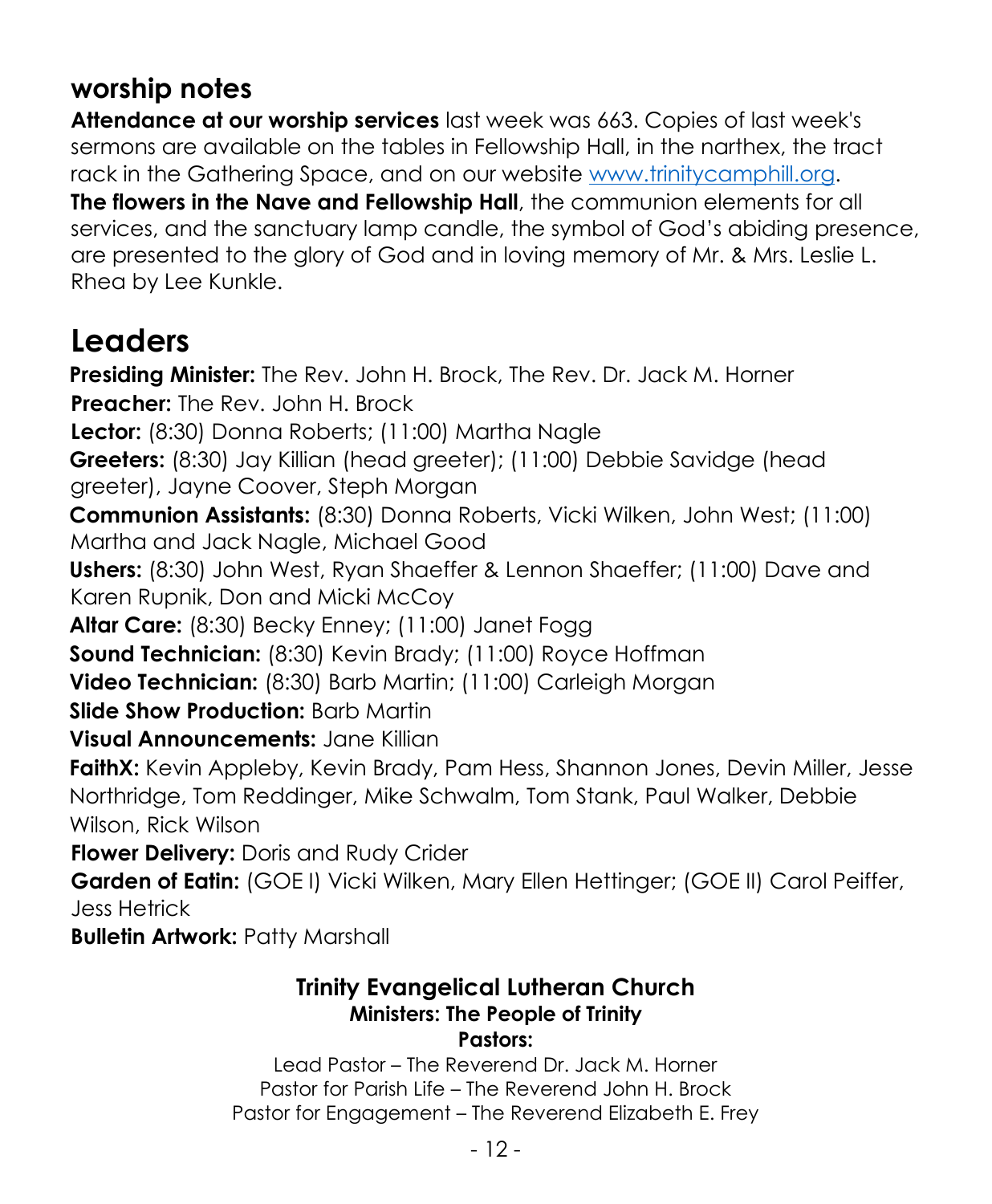## worship notes

**Attendance at our worship services** last week was 663. Copies of last week's sermons are available on the tables in Fellowship Hall, in the narthex, the tract rack in the Gathering Space, and on our website www.trinitycamphill.org.

**The flowers in the Nave and Fellowship Hall**, the communion elements for all services, and the sanctuary lamp candle, the symbol of God's abiding presence, are presented to the glory of God and in loving memory of Mr. & Mrs. Leslie L. Rhea by Lee Kunkle.

# Leaders

**Presiding Minister:** The Rev. John H. Brock, The Rev. Dr. Jack M. Horner

**Preacher:** The Rev. John H. Brock

**Lector:** (8:30) Donna Roberts; (11:00) Martha Nagle

**Greeters:** (8:30) Jay Killian (head greeter); (11:00) Debbie Savidge (head greeter), Jayne Coover, Steph Morgan

**Communion Assistants:** (8:30) Donna Roberts, Vicki Wilken, John West; (11:00) Martha and Jack Nagle, Michael Good

**Ushers:** (8:30) John West, Ryan Shaeffer & Lennon Shaeffer; (11:00) Dave and Karen Rupnik, Don and Micki McCoy

**Altar Care:** (8:30) Becky Enney; (11:00) Janet Fogg

**Sound Technician:** (8:30) Kevin Brady; (11:00) Royce Hoffman

**Video Technician:** (8:30) Barb Martin; (11:00) Carleigh Morgan

**Slide Show Production:** Barb Martin

**Visual Announcements:** Jane Killian

**FaithX:** Kevin Appleby, Kevin Brady, Pam Hess, Shannon Jones, Devin Miller, Jesse Northridge, Tom Reddinger, Mike Schwalm, Tom Stank, Paul Walker, Debbie Wilson, Rick Wilson

**Flower Delivery:** Doris and Rudy Crider

**Garden of Eatin:** (GOE I) Vicki Wilken, Mary Ellen Hettinger; (GOE II) Carol Peiffer, Jess Hetrick

**Bulletin Artwork:** Patty Marshall

**Trinity Evangelical Lutheran Church**

**Ministers: The People of Trinity**

**Pastors:**

Lead Pastor – The Reverend Dr. Jack M. Horner
Pastor for Parish Life – The Reverend John H. Brock
Pastor for Engagement – The Reverend Elizabeth E. Frey